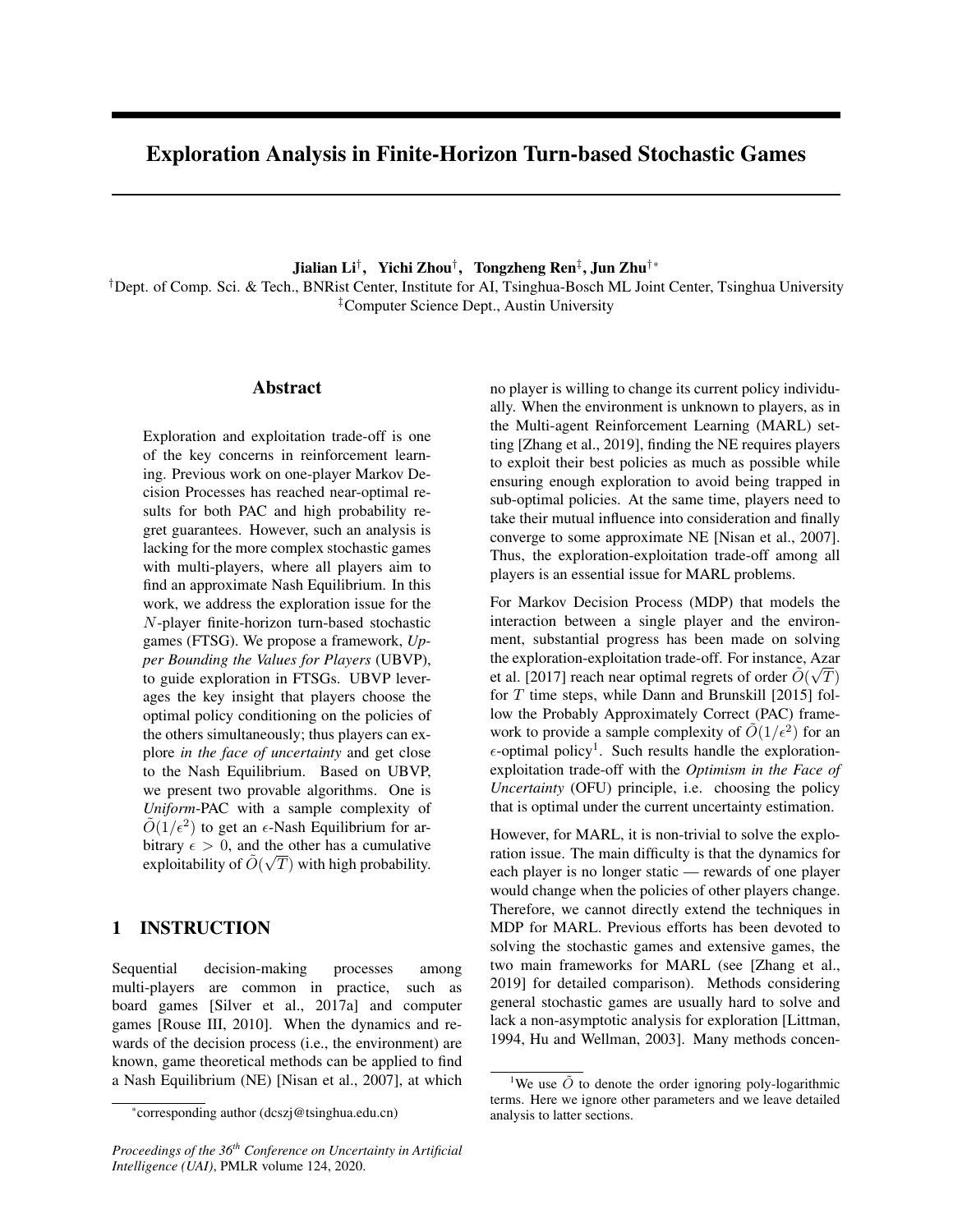// Exploration Analysis in Finite-Horizon Turn-based Stochastic Games

# Exploration Analysis in Finite-Horizon Turn-based Stochastic Games

**Jialian Li**[†], **Yichi Zhou**[†], **Tongzheng Ren**[‡], **Jun Zhu**[†*]

[†]Dept. of Comp. Sci. & Tech., BNRist Center, Institute for AI, Tsinghua-Bosch ML Joint Center, Tsinghua University
[‡]Computer Science Dept., Austin University

## Abstract

Exploration and exploitation trade-off is one of the key concerns in reinforcement learning. Previous work on one-player Markov Decision Processes has reached near-optimal results for both PAC and high probability regret guarantees. However, such an analysis is lacking for the more complex stochastic games with multi-players, where all players aim to find an approximate Nash Equilibrium. In this work, we address the exploration issue for the $N$-player finite-horizon turn-based stochastic games (FTSG). We propose a framework, *Upper Bounding the Values for Players* (UBVP), to guide exploration in FTSGs. UBVP leverages the key insight that players choose the optimal policy conditioning on the policies of the others simultaneously; thus players can explore *in the face of uncertainty* and get close to the Nash Equilibrium. Based on UBVP, we present two provable algorithms. One is *Uniform*-PAC with a sample complexity of $\tilde{O}(1/\epsilon^2)$ to get an $\epsilon$-Nash Equilibrium for arbitrary $\epsilon > 0$, and the other has a cumulative exploitability of $\tilde{O}(\sqrt{T})$ with high probability.

## 1 INSTRUCTION

Sequential decision-making processes among multi-players are common in practice, such as board games [Silver et al., 2017a] and computer games [Rouse III, 2010]. When the dynamics and rewards of the decision process (i.e., the environment) are known, game theoretical methods can be applied to find a Nash Equilibrium (NE) [Nisan et al., 2007], at which no player is willing to change its current policy individually. When the environment is unknown to players, as in the Multi-agent Reinforcement Learning (MARL) setting [Zhang et al., 2019], finding the NE requires players to exploit their best policies as much as possible while ensuring enough exploration to avoid being trapped in sub-optimal policies. At the same time, players need to take their mutual influence into consideration and finally converge to some approximate NE [Nisan et al., 2007]. Thus, the exploration-exploitation trade-off among all players is an essential issue for MARL problems.

For Markov Decision Process (MDP) that models the interaction between a single player and the environment, substantial progress has been made on solving the exploration-exploitation trade-off. For instance, Azar et al. [2017] reach near optimal regrets of order $\tilde{O}(\sqrt{T})$ for $T$ time steps, while Dann and Brunskill [2015] follow the Probably Approximately Correct (PAC) framework to provide a sample complexity of $\tilde{O}(1/\epsilon^2)$ for an $\epsilon$-optimal policy[1]. Such results handle the exploration-exploitation trade-off with the *Optimism in the Face of Uncertainty* (OFU) principle, i.e. choosing the policy that is optimal under the current uncertainty estimation.

However, for MARL, it is non-trivial to solve the exploration issue. The main difficulty is that the dynamics for each player is no longer static — rewards of one player would change when the policies of other players change. Therefore, we cannot directly extend the techniques in MDP for MARL. Previous efforts has been devoted to solving the stochastic games and extensive games, the two main frameworks for MARL (see [Zhang et al., 2019] for detailed comparison). Methods considering general stochastic games are usually hard to solve and lack a non-asymptotic analysis for exploration [Littman, 1994, Hu and Wellman, 2003]. Many methods concen-

[*]corresponding author (dcszj@tsinghua.edu.cn)

[1]We use $\tilde{O}$ to denote the order ignoring poly-logarithmic terms. Here we ignore other parameters and we leave detailed analysis to latter sections.

*Proceedings of the 36th Conference on Uncertainty in Artificial Intelligence (UAI)*, PMLR volume 124, 2020.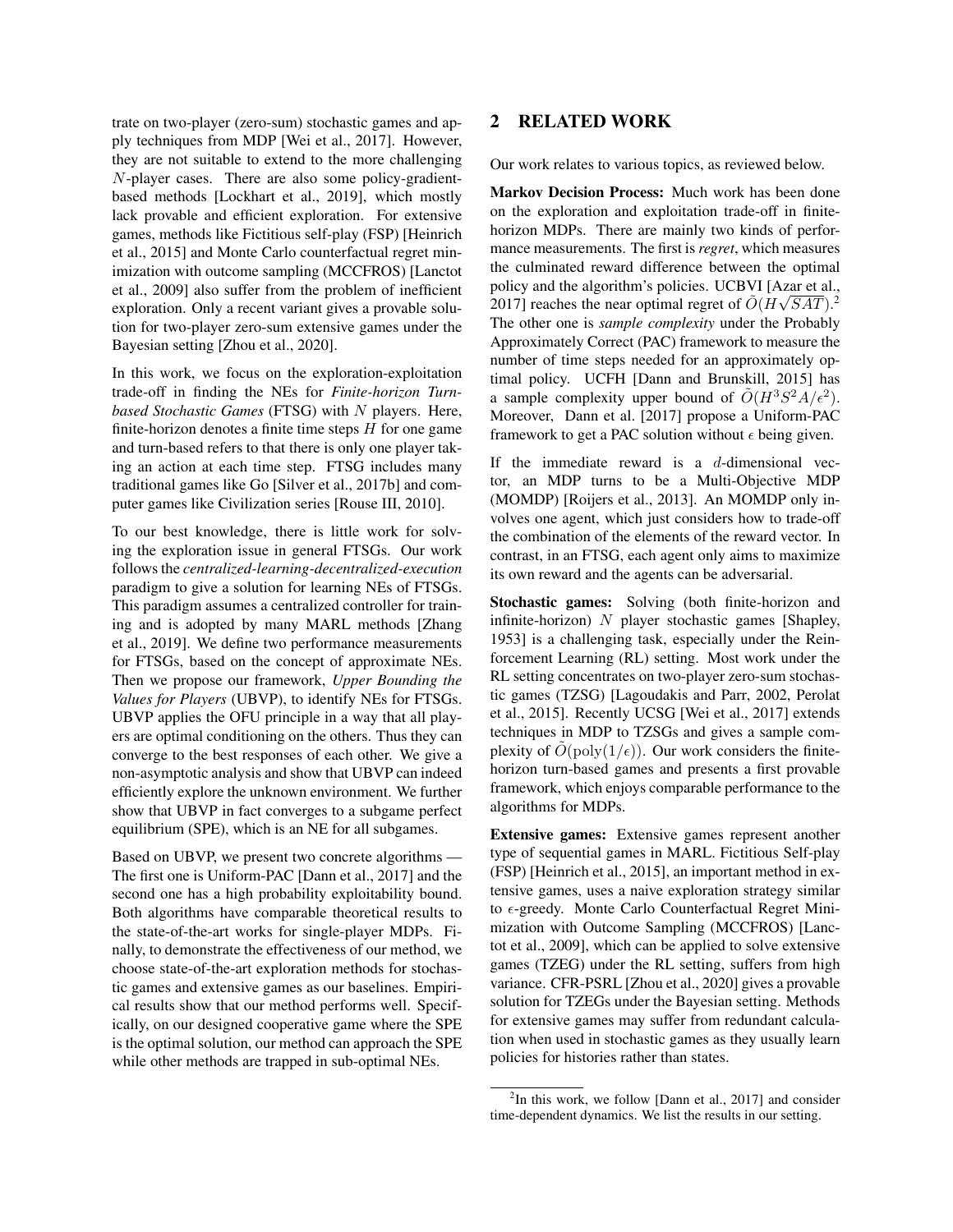trate on two-player (zero-sum) stochastic games and apply techniques from MDP [Wei et al., 2017]. However, they are not suitable to extend to the more challenging $N$-player cases. There are also some policy-gradient-based methods [Lockhart et al., 2019], which mostly lack provable and efficient exploration. For extensive games, methods like Fictitious self-play (FSP) [Heinrich et al., 2015] and Monte Carlo counterfactual regret minimization with outcome sampling (MCCFROS) [Lanctot et al., 2009] also suffer from the problem of inefficient exploration. Only a recent variant gives a provable solution for two-player zero-sum extensive games under the Bayesian setting [Zhou et al., 2020].

In this work, we focus on the exploration-exploitation trade-off in finding the NEs for *Finite-horizon Turn-based Stochastic Games* (FTSG) with $N$ players. Here, finite-horizon denotes a finite time steps $H$ for one game and turn-based refers to that there is only one player taking an action at each time step. FTSG includes many traditional games like Go [Silver et al., 2017b] and computer games like Civilization series [Rouse III, 2010].

To our best knowledge, there is little work for solving the exploration issue in general FTSGs. Our work follows the *centralized-learning-decentralized-execution* paradigm to give a solution for learning NEs of FTSGs. This paradigm assumes a centralized controller for training and is adopted by many MARL methods [Zhang et al., 2019]. We define two performance measurements for FTSGs, based on the concept of approximate NEs. Then we propose our framework, *Upper Bounding the Values for Players* (UBVP), to identify NEs for FTSGs. UBVP applies the OFU principle in a way that all players are optimal conditioning on the others. Thus they can converge to the best responses of each other. We give a non-asymptotic analysis and show that UBVP can indeed efficiently explore the unknown environment. We further show that UBVP in fact converges to a subgame perfect equilibrium (SPE), which is an NE for all subgames.

Based on UBVP, we present two concrete algorithms — The first one is Uniform-PAC [Dann et al., 2017] and the second one has a high probability exploitability bound. Both algorithms have comparable theoretical results to the state-of-the-art works for single-player MDPs. Finally, to demonstrate the effectiveness of our method, we choose state-of-the-art exploration methods for stochastic games and extensive games as our baselines. Empirical results show that our method performs well. Specifically, on our designed cooperative game where the SPE is the optimal solution, our method can approach the SPE while other methods are trapped in sub-optimal NEs.

## 2 RELATED WORK

Our work relates to various topics, as reviewed below.

**Markov Decision Process:** Much work has been done on the exploration and exploitation trade-off in finite-horizon MDPs. There are mainly two kinds of performance measurements. The first is *regret*, which measures the culminated reward difference between the optimal policy and the algorithm's policies. UCBVI [Azar et al., 2017] reaches the near optimal regret of $\tilde{O}(H\sqrt{SAT})$.[2] The other one is *sample complexity* under the Probably Approximately Correct (PAC) framework to measure the number of time steps needed for an approximately optimal policy. UCFH [Dann and Brunskill, 2015] has a sample complexity upper bound of $\tilde{O}(H^3S^2A/\epsilon^2)$. Moreover, Dann et al. [2017] propose a Uniform-PAC framework to get a PAC solution without $\epsilon$ being given.

If the immediate reward is a $d$-dimensional vector, an MDP turns to be a Multi-Objective MDP (MOMDP) [Roijers et al., 2013]. An MOMDP only involves one agent, which just considers how to trade-off the combination of the elements of the reward vector. In contrast, in an FTSG, each agent only aims to maximize its own reward and the agents can be adversarial.

**Stochastic games:** Solving (both finite-horizon and infinite-horizon) $N$ player stochastic games [Shapley, 1953] is a challenging task, especially under the Reinforcement Learning (RL) setting. Most work under the RL setting concentrates on two-player zero-sum stochastic games (TZSG) [Lagoudakis and Parr, 2002, Perolat et al., 2015]. Recently UCSG [Wei et al., 2017] extends techniques in MDP to TZSGs and gives a sample complexity of $\tilde{O}(\mathrm{poly}(1/\epsilon))$. Our work considers the finite-horizon turn-based games and presents a first provable framework, which enjoys comparable performance to the algorithms for MDPs.

**Extensive games:** Extensive games represent another type of sequential games in MARL. Fictitious Self-play (FSP) [Heinrich et al., 2015], an important method in extensive games, uses a naive exploration strategy similar to $\epsilon$-greedy. Monte Carlo Counterfactual Regret Minimization with Outcome Sampling (MCCFROS) [Lanctot et al., 2009], which can be applied to solve extensive games (TZEG) under the RL setting, suffers from high variance. CFR-PSRL [Zhou et al., 2020] gives a provable solution for TZEGs under the Bayesian setting. Methods for extensive games may suffer from redundant calculation when used in stochastic games as they usually learn policies for histories rather than states.

[2] In this work, we follow [Dann et al., 2017] and consider time-dependent dynamics. We list the results in our setting.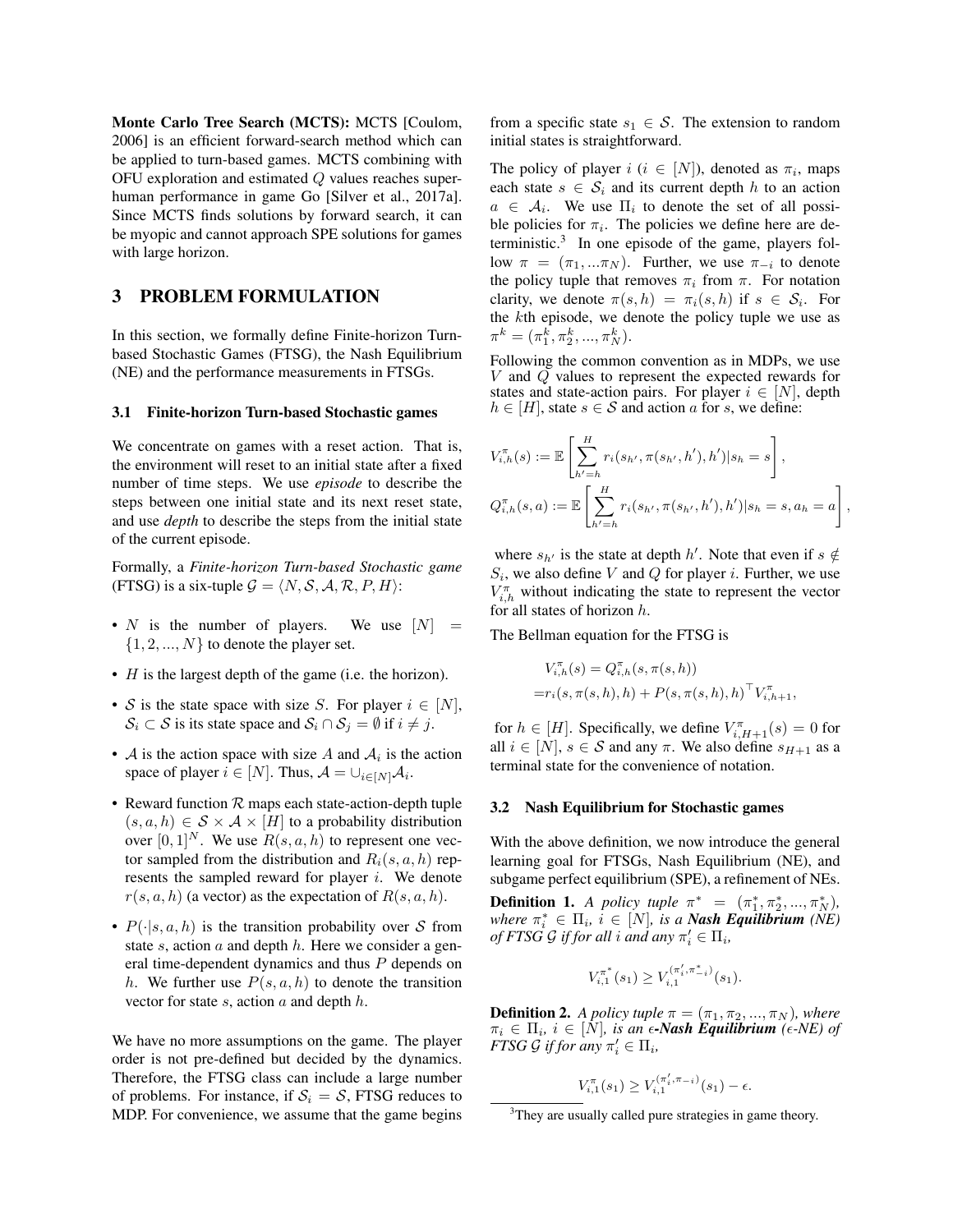**Monte Carlo Tree Search (MCTS):** MCTS [Coulom, 2006] is an efficient forward-search method which can be applied to turn-based games. MCTS combining with OFU exploration and estimated $Q$ values reaches super-human performance in game Go [Silver et al., 2017a]. Since MCTS finds solutions by forward search, it can be myopic and cannot approach SPE solutions for games with large horizon.

## 3 PROBLEM FORMULATION

In this section, we formally define Finite-horizon Turn-based Stochastic Games (FTSG), the Nash Equilibrium (NE) and the performance measurements in FTSGs.

### 3.1 Finite-horizon Turn-based Stochastic games

We concentrate on games with a reset action. That is, the environment will reset to an initial state after a fixed number of time steps. We use *episode* to describe the steps between one initial state and its next reset state, and use *depth* to describe the steps from the initial state of the current episode.

Formally, a *Finite-horizon Turn-based Stochastic game* (FTSG) is a six-tuple $\mathcal{G} = \langle N, \mathcal{S}, \mathcal{A}, \mathcal{R}, P, H \rangle$:

- $N$ is the number of players. We use $[N] = \{1, 2, ..., N\}$ to denote the player set.
- $H$ is the largest depth of the game (i.e. the horizon).
- $\mathcal{S}$ is the state space with size $S$. For player $i \in [N]$, $\mathcal{S}_i \subset \mathcal{S}$ is its state space and $\mathcal{S}_i \cap \mathcal{S}_j = \emptyset$ if $i \neq j$.
- $\mathcal{A}$ is the action space with size $A$ and $\mathcal{A}_i$ is the action space of player $i \in [N]$. Thus, $\mathcal{A} = \cup_{i \in [N]} \mathcal{A}_i$.
- Reward function $\mathcal{R}$ maps each state-action-depth tuple $(s, a, h) \in \mathcal{S} \times \mathcal{A} \times [H]$ to a probability distribution over $[0,1]^N$. We use $R(s, a, h)$ to represent one vector sampled from the distribution and $R_i(s, a, h)$ represents the sampled reward for player $i$. We denote $r(s, a, h)$ (a vector) as the expectation of $R(s, a, h)$.
- $P(\cdot|s, a, h)$ is the transition probability over $\mathcal{S}$ from state $s$, action $a$ and depth $h$. Here we consider a general time-dependent dynamics and thus $P$ depends on $h$. We further use $P(s, a, h)$ to denote the transition vector for state $s$, action $a$ and depth $h$.

We have no more assumptions on the game. The player order is not pre-defined but decided by the dynamics. Therefore, the FTSG class can include a large number of problems. For instance, if $\mathcal{S}_i = \mathcal{S}$, FTSG reduces to MDP. For convenience, we assume that the game begins from a specific state $s_1 \in \mathcal{S}$. The extension to random initial states is straightforward.

The policy of player $i$ ($i \in [N]$), denoted as $\pi_i$, maps each state $s \in \mathcal{S}_i$ and its current depth $h$ to an action $a \in \mathcal{A}_i$. We use $\Pi_i$ to denote the set of all possible policies for $\pi_i$. The policies we define here are deterministic.[3] In one episode of the game, players follow $\pi = (\pi_1, ...\pi_N)$. Further, we use $\pi_{-i}$ to denote the policy tuple that removes $\pi_i$ from $\pi$. For notation clarity, we denote $\pi(s, h) = \pi_i(s, h)$ if $s \in \mathcal{S}_i$. For the $k$th episode, we denote the policy tuple we use as $\pi^k = (\pi_1^k, \pi_2^k, ..., \pi_N^k)$.

Following the common convention as in MDPs, we use $V$ and $Q$ values to represent the expected rewards for states and state-action pairs. For player $i \in [N]$, depth $h \in [H]$, state $s \in \mathcal{S}$ and action $a$ for $s$, we define:

$$V_{i,h}^{\pi}(s) := \mathbb{E}\left[\sum_{h'=h}^{H} r_i(s_{h'}, \pi(s_{h'}, h'), h') | s_h = s\right],$$

$$Q_{i,h}^{\pi}(s, a) := \mathbb{E}\left[\sum_{h'=h}^{H} r_i(s_{h'}, \pi(s_{h'}, h'), h') | s_h = s, a_h = a\right],$$

where $s_{h'}$ is the state at depth $h'$. Note that even if $s \notin S_i$, we also define $V$ and $Q$ for player $i$. Further, we use $V_{i,h}^{\pi}$ without indicating the state to represent the vector for all states of horizon $h$.

The Bellman equation for the FTSG is

$$\begin{aligned} &V_{i,h}^{\pi}(s) = Q_{i,h}^{\pi}(s, \pi(s, h)) \\ =&r_i(s, \pi(s, h), h) + P(s, \pi(s, h), h)^{\top} V_{i,h+1}^{\pi}, \end{aligned}$$

for $h \in [H]$. Specifically, we define $V_{i,H+1}^{\pi}(s) = 0$ for all $i \in [N]$, $s \in \mathcal{S}$ and any $\pi$. We also define $s_{H+1}$ as a terminal state for the convenience of notation.

### 3.2 Nash Equilibrium for Stochastic games

With the above definition, we now introduce the general learning goal for FTSGs, Nash Equilibrium (NE), and subgame perfect equilibrium (SPE), a refinement of NEs.

**Definition 1.** *A policy tuple $\pi^* = (\pi_1^*, \pi_2^*, ..., \pi_N^*)$, where $\pi_i^* \in \Pi_i$, $i \in [N]$, is a **Nash Equilibrium (NE)** of FTSG $\mathcal{G}$ if for all $i$ and any $\pi_i' \in \Pi_i$,*

$$V_{i,1}^{\pi^*}(s_1) \geq V_{i,1}^{(\pi_i', \pi_{-i}^*)}(s_1).$$

**Definition 2.** *A policy tuple $\pi = (\pi_1, \pi_2, ..., \pi_N)$, where $\pi_i \in \Pi_i$, $i \in [N]$, is an **$\epsilon$-Nash Equilibrium** ($\epsilon$-NE) of FTSG $\mathcal{G}$ if for any $\pi_i' \in \Pi_i$,*

$$V_{i,1}^{\pi}(s_1) \geq V_{i,1}^{(\pi_i', \pi_{-i})}(s_1) - \epsilon.$$

[3] They are usually called pure strategies in game theory.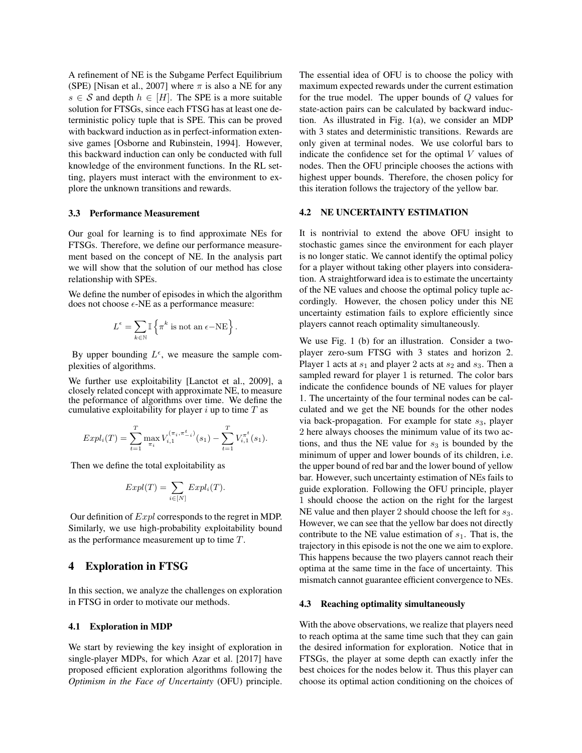A refinement of NE is the Subgame Perfect Equilibrium (SPE) [Nisan et al., 2007] where $\pi$ is also a NE for any $s \in \mathcal{S}$ and depth $h \in [H]$. The SPE is a more suitable solution for FTSGs, since each FTSG has at least one deterministic policy tuple that is SPE. This can be proved with backward induction as in perfect-information extensive games [Osborne and Rubinstein, 1994]. However, this backward induction can only be conducted with full knowledge of the environment functions. In the RL setting, players must interact with the environment to explore the unknown transitions and rewards.

### 3.3 Performance Measurement

Our goal for learning is to find approximate NEs for FTSGs. Therefore, we define our performance measurement based on the concept of NE. In the analysis part we will show that the solution of our method has close relationship with SPEs.

We define the number of episodes in which the algorithm does not choose $\epsilon$-NE as a performance measure:

$$L^{\epsilon} = \sum_{k \in \mathbb{N}} \mathbb{I}\left\{\pi^k \text{ is not an } \epsilon\text{−NE}\right\}.$$

By upper bounding $L^{\epsilon}$, we measure the sample complexities of algorithms.

We further use exploitability [Lanctot et al., 2009], a closely related concept with approximate NE, to measure the peformance of algorithms over time. We define the cumulative exploitability for player $i$ up to time $T$ as

$$Expl_i(T) = \sum_{t=1}^{T} \max_{\pi_i} V_{i,1}^{(\pi_i, \pi_{-i}^t)}(s_1) - \sum_{t=1}^{T} V_{i,1}^{\pi^t}(s_1).$$

Then we define the total exploitability as

$$Expl(T) = \sum_{i \in [N]} Expl_i(T).$$

Our definition of $Expl$ corresponds to the regret in MDP. Similarly, we use high-probability exploitability bound as the performance measurement up to time $T$.

## 4 Exploration in FTSG

In this section, we analyze the challenges on exploration in FTSG in order to motivate our methods.

### 4.1 Exploration in MDP

We start by reviewing the key insight of exploration in single-player MDPs, for which Azar et al. [2017] have proposed efficient exploration algorithms following the *Optimism in the Face of Uncertainty* (OFU) principle. The essential idea of OFU is to choose the policy with maximum expected rewards under the current estimation for the true model. The upper bounds of $Q$ values for state-action pairs can be calculated by backward induction. As illustrated in Fig. 1(a), we consider an MDP with 3 states and deterministic transitions. Rewards are only given at terminal nodes. We use colorful bars to indicate the confidence set for the optimal $V$ values of nodes. Then the OFU principle chooses the actions with highest upper bounds. Therefore, the chosen policy for this iteration follows the trajectory of the yellow bar.

### 4.2 NE UNCERTAINTY ESTIMATION

It is nontrivial to extend the above OFU insight to stochastic games since the environment for each player is no longer static. We cannot identify the optimal policy for a player without taking other players into consideration. A straightforward idea is to estimate the uncertainty of the NE values and choose the optimal policy tuple accordingly. However, the chosen policy under this NE uncertainty estimation fails to explore efficiently since players cannot reach optimality simultaneously.

We use Fig. 1 (b) for an illustration. Consider a two-player zero-sum FTSG with 3 states and horizon 2. Player 1 acts at $s_1$ and player 2 acts at $s_2$ and $s_3$. Then a sampled reward for player 1 is returned. The color bars indicate the confidence bounds of NE values for player 1. The uncertainty of the four terminal nodes can be calculated and we get the NE bounds for the other nodes via back-propagation. For example for state $s_3$, player 2 here always chooses the minimum value of its two actions, and thus the NE value for $s_3$ is bounded by the minimum of upper and lower bounds of its children, i.e. the upper bound of red bar and the lower bound of yellow bar. However, such uncertainty estimation of NEs fails to guide exploration. Following the OFU principle, player 1 should choose the action on the right for the largest NE value and then player 2 should choose the left for $s_3$. However, we can see that the yellow bar does not directly contribute to the NE value estimation of $s_1$. That is, the trajectory in this episode is not the one we aim to explore. This happens because the two players cannot reach their optima at the same time in the face of uncertainty. This mismatch cannot guarantee efficient convergence to NEs.

### 4.3 Reaching optimality simultaneously

With the above observations, we realize that players need to reach optima at the same time such that they can gain the desired information for exploration. Notice that in FTSGs, the player at some depth can exactly infer the best choices for the nodes below it. Thus this player can choose its optimal action conditioning on the choices of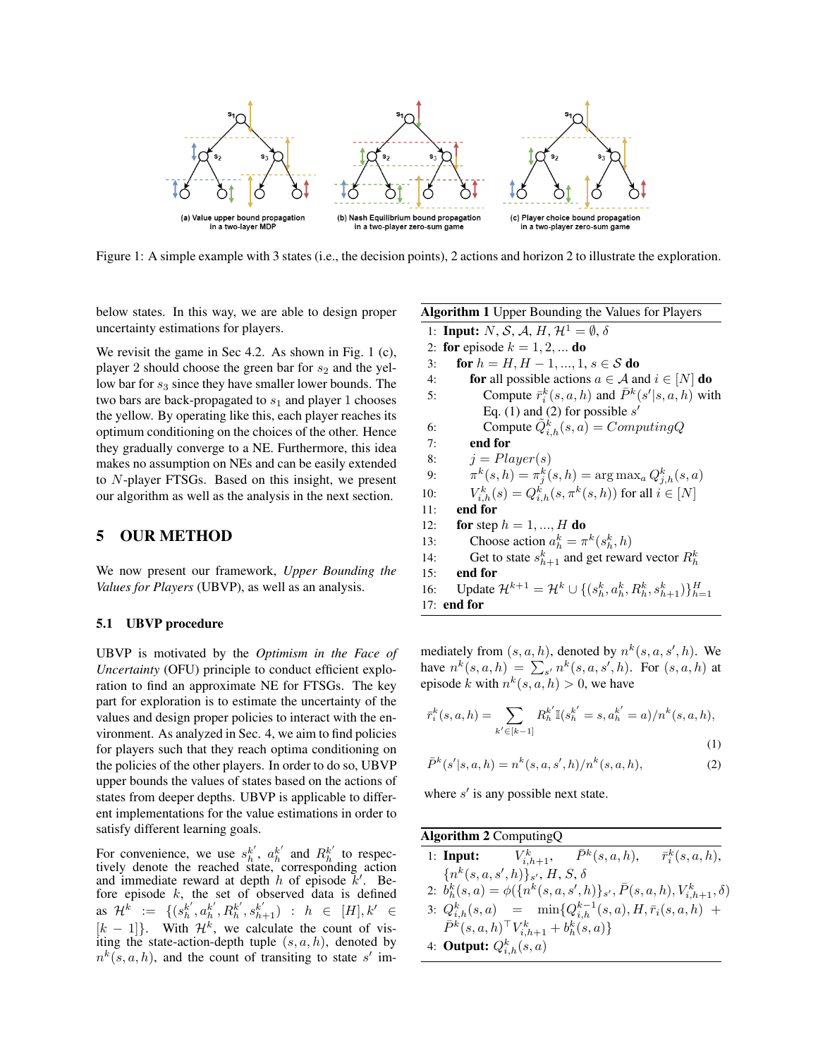(a) Value upper bound propagation in a two-layer MDP

(b) Nash Equilibrium bound propagation in a two-player zero-sum game

(c) Player choice bound propagation in a two-player zero-sum game

Figure 1: A simple example with 3 states (i.e., the decision points), 2 actions and horizon 2 to illustrate the exploration.

below states. In this way, we are able to design proper uncertainty estimations for players.

We revisit the game in Sec 4.2. As shown in Fig. 1 (c), player 2 should choose the green bar for $s_2$ and the yellow bar for $s_3$ since they have smaller lower bounds. The two bars are back-propagated to $s_1$ and player 1 chooses the yellow. By operating like this, each player reaches its optimum conditioning on the choices of the other. Hence they gradually converge to a NE. Furthermore, this idea makes no assumption on NEs and can be easily extended to $N$-player FTSGs. Based on this insight, we present our algorithm as well as the analysis in the next section.

## 5 OUR METHOD

We now present our framework, *Upper Bounding the Values for Players* (UBVP), as well as an analysis.

### 5.1 UBVP procedure

UBVP is motivated by the *Optimism in the Face of Uncertainty* (OFU) principle to conduct efficient exploration to find an approximate NE for FTSGs. The key part for exploration is to estimate the uncertainty of the values and design proper policies to interact with the environment. As analyzed in Sec. 4, we aim to find policies for players such that they reach optima conditioning on the policies of the other players. In order to do so, UBVP upper bounds the values of states based on the actions of states from deeper depths. UBVP is applicable to different implementations for the value estimations in order to satisfy different learning goals.

For convenience, we use $s_h^{k'}$, $a_h^{k'}$ and $R_h^{k'}$ to respectively denote the reached state, corresponding action and immediate reward at depth $h$ of episode $k'$. Before episode $k$, the set of observed data is defined as $\mathcal{H}^k := \{(s_h^{k'}, a_h^{k'}, R_h^{k'}, s_{h+1}^{k'}) : h \in [H], k' \in [k-1]\}$. With $\mathcal{H}^k$, we calculate the count of visiting the state-action-depth tuple $(s,a,h)$, denoted by $n^k(s,a,h)$, and the count of transiting to state $s'$ immediately from $(s,a,h)$, denoted by $n^k(s,a,s',h)$. We have $n^k(s,a,h) = \sum_{s'} n^k(s,a,s',h)$. For $(s,a,h)$ at episode $k$ with $n^k(s,a,h) > 0$, we have

$$\bar{r}_i^k(s,a,h) = \sum_{k' \in [k-1]} R_h^{k'} \mathbb{I}(s_h^{k'} = s, a_h^{k'} = a)/n^k(s,a,h), \tag{1}$$

$$\bar{P}^k(s'|s,a,h) = n^k(s,a,s',h)/n^k(s,a,h), \tag{2}$$

where $s'$ is any possible next state.

**Algorithm 1** Upper Bounding the Values for Players

```
1: Input: N, S, A, H, H^1 = ∅, δ
2: for episode k = 1, 2, ... do
3:   for h = H, H − 1, ..., 1, s ∈ S do
4:     for all possible actions a ∈ A and i ∈ [N] do
5:       Compute r̄_i^k(s, a, h) and P̄^k(s'|s, a, h) with
         Eq. (1) and (2) for possible s'
6:       Compute Q̃_{i,h}^k(s, a) = ComputingQ
7:     end for
8:     j = Player(s)
9:     π^k(s, h) = π_j^k(s, h) = arg max_a Q_{j,h}^k(s, a)
10:    V_{i,h}^k(s) = Q_{i,h}^k(s, π^k(s, h)) for all i ∈ [N]
11:  end for
12:  for step h = 1, ..., H do
13:    Choose action a_h^k = π^k(s_h^k, h)
14:    Get to state s_{h+1}^k and get reward vector R_h^k
15:  end for
16:  Update H^{k+1} = H^k ∪ {(s_h^k, a_h^k, R_h^k, s_{h+1}^k)}_{h=1}^H
17: end for
```

**Algorithm 2** ComputingQ

```
1: Input: V_{i,h+1}^k, P̄^k(s, a, h), r̄_i^k(s, a, h),
   {n^k(s, a, s', h)}_{s'}, H, S, δ
2: b_h^k(s, a) = φ({n^k(s, a, s', h)}_{s'}, P̄(s, a, h), V_{i,h+1}^k, δ)
3: Q_{i,h}^k(s, a) = min{Q_{i,h}^{k−1}(s, a), H, r̄_i(s, a, h) +
   P̄^k(s, a, h)^⊤ V_{i,h+1}^k + b_h^k(s, a)}
4: Output: Q_{i,h}^k(s, a)
```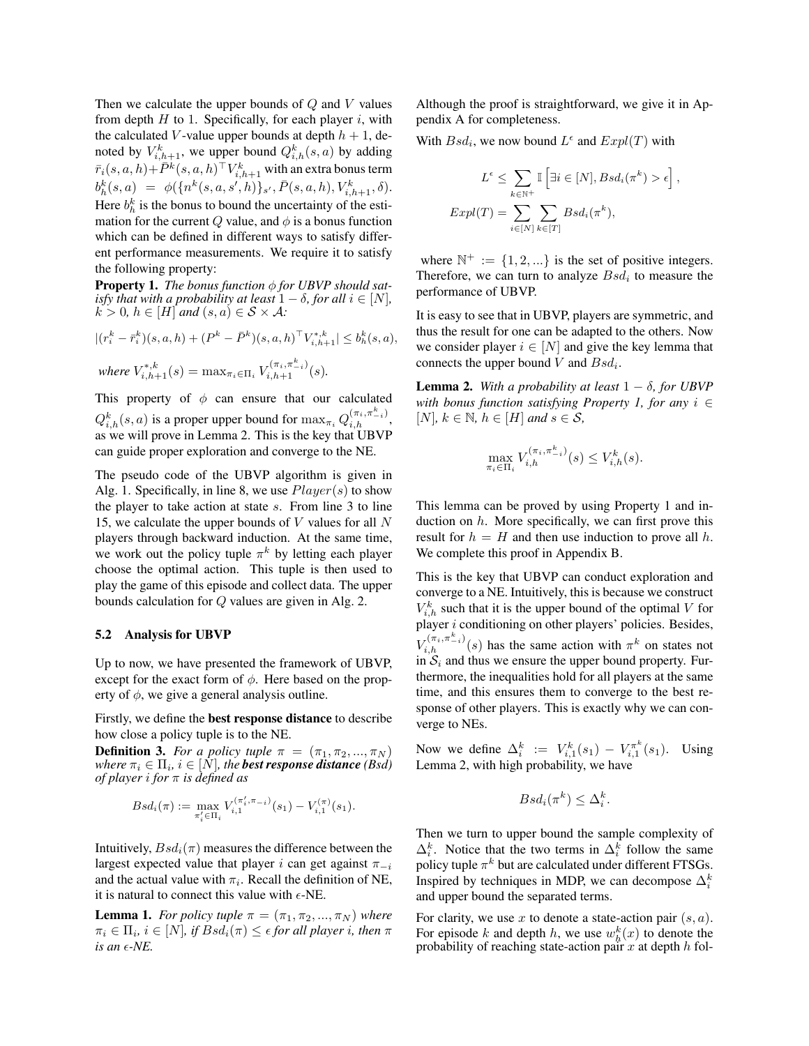Then we calculate the upper bounds of $Q$ and $V$ values from depth $H$ to 1. Specifically, for each player $i$, with the calculated $V$-value upper bounds at depth $h+1$, denoted by $V^k_{i,h+1}$, we upper bound $Q^k_{i,h}(s,a)$ by adding $\bar{r}_i(s,a,h)+\bar{P}^k(s,a,h)^\top V^k_{i,h+1}$ with an extra bonus term $b^k_h(s,a) = \phi(\{n^k(s,a,s',h)\}_{s'}, \bar{P}(s,a,h), V^k_{i,h+1}, \delta)$. Here $b^k_h$ is the bonus to bound the uncertainty of the estimation for the current $Q$ value, and $\phi$ is a bonus function which can be defined in different ways to satisfy different performance measurements. We require it to satisfy the following property:

**Property 1.** *The bonus function $\phi$ for UBVP should satisfy that with a probability at least $1-\delta$, for all $i \in [N]$, $k > 0$, $h \in [H]$ and $(s,a) \in \mathcal{S} \times \mathcal{A}$:*

$$|(r^k_i - \bar{r}^k_i)(s,a,h) + (P^k - \bar{P}^k)(s,a,h)^\top V^{*,k}_{i,h+1}| \le b^k_h(s,a),$$

*where $V^{*,k}_{i,h+1}(s) = \max_{\pi_i \in \Pi_i} V^{(\pi_i,\pi^k_{-i})}_{i,h+1}(s)$.*

This property of $\phi$ can ensure that our calculated $Q^k_{i,h}(s,a)$ is a proper upper bound for $\max_{\pi_i} Q^{(\pi_i,\pi^k_{-i})}_{i,h}$, as we will prove in Lemma 2. This is the key that UBVP can guide proper exploration and converge to the NE.

The pseudo code of the UBVP algorithm is given in Alg. 1. Specifically, in line 8, we use $Player(s)$ to show the player to take action at state $s$. From line 3 to line 15, we calculate the upper bounds of $V$ values for all $N$ players through backward induction. At the same time, we work out the policy tuple $\pi^k$ by letting each player choose the optimal action. This tuple is then used to play the game of this episode and collect data. The upper bounds calculation for $Q$ values are given in Alg. 2.

### 5.2 Analysis for UBVP

Up to now, we have presented the framework of UBVP, except for the exact form of $\phi$. Here based on the property of $\phi$, we give a general analysis outline.

Firstly, we define the **best response distance** to describe how close a policy tuple is to the NE.

**Definition 3.** *For a policy tuple $\pi = (\pi_1, \pi_2, ..., \pi_N)$ where $\pi_i \in \Pi_i$, $i \in [N]$, the **best response distance (Bsd)** of player $i$ for $\pi$ is defined as*

$$Bsd_i(\pi) := \max_{\pi'_i \in \Pi_i} V^{(\pi'_i,\pi_{-i})}_{i,1}(s_1) - V^{(\pi)}_{i,1}(s_1).$$

Intuitively, $Bsd_i(\pi)$ measures the difference between the largest expected value that player $i$ can get against $\pi_{-i}$ and the actual value with $\pi_i$. Recall the definition of NE, it is natural to connect this value with $\epsilon$-NE.

**Lemma 1.** *For policy tuple $\pi = (\pi_1, \pi_2, ..., \pi_N)$ where $\pi_i \in \Pi_i$, $i \in [N]$, if $Bsd_i(\pi) \le \epsilon$ for all player $i$, then $\pi$ is an $\epsilon$-NE.*

Although the proof is straightforward, we give it in Appendix A for completeness.

With $Bsd_i$, we now bound $L^\epsilon$ and $Expl(T)$ with

$$L^\epsilon \le \sum_{k \in \mathbb{N}^+} \mathbb{I}\left[\exists i \in [N], Bsd_i(\pi^k) > \epsilon\right],$$

$$Expl(T) = \sum_{i \in [N]} \sum_{k \in [T]} Bsd_i(\pi^k),$$

where $\mathbb{N}^+ := \{1, 2, ...\}$ is the set of positive integers. Therefore, we can turn to analyze $Bsd_i$ to measure the performance of UBVP.

It is easy to see that in UBVP, players are symmetric, and thus the result for one can be adapted to the others. Now we consider player $i \in [N]$ and give the key lemma that connects the upper bound $V$ and $Bsd_i$.

**Lemma 2.** *With a probability at least $1-\delta$, for UBVP with bonus function satisfying Property 1, for any $i \in [N]$, $k \in \mathbb{N}$, $h \in [H]$ and $s \in \mathcal{S}$,*

$$\max_{\pi_i \in \Pi_i} V^{(\pi_i,\pi^k_{-i})}_{i,h}(s) \le V^k_{i,h}(s).$$

This lemma can be proved by using Property 1 and induction on $h$. More specifically, we can first prove this result for $h = H$ and then use induction to prove all $h$. We complete this proof in Appendix B.

This is the key that UBVP can conduct exploration and converge to a NE. Intuitively, this is because we construct $V^k_{i,h}$ such that it is the upper bound of the optimal $V$ for player $i$ conditioning on other players' policies. Besides, $V^{(\pi_i,\pi^k_{-i})}_{i,h}(s)$ has the same action with $\pi^k$ on states not in $\mathcal{S}_i$ and thus we ensure the upper bound property. Furthermore, the inequalities hold for all players at the same time, and this ensures them to converge to the best response of other players. This is exactly why we can converge to NEs.

Now we define $\Delta^k_i := V^k_{i,1}(s_1) - V^{\pi^k}_{i,1}(s_1)$. Using Lemma 2, with high probability, we have

$$Bsd_i(\pi^k) \le \Delta^k_i.$$

Then we turn to upper bound the sample complexity of $\Delta^k_i$. Notice that the two terms in $\Delta^k_i$ follow the same policy tuple $\pi^k$ but are calculated under different FTSGs. Inspired by techniques in MDP, we can decompose $\Delta^k_i$ and upper bound the separated terms.

For clarity, we use $x$ to denote a state-action pair $(s,a)$. For episode $k$ and depth $h$, we use $w^k_h(x)$ to denote the probability of reaching state-action pair $x$ at depth $h$ fol-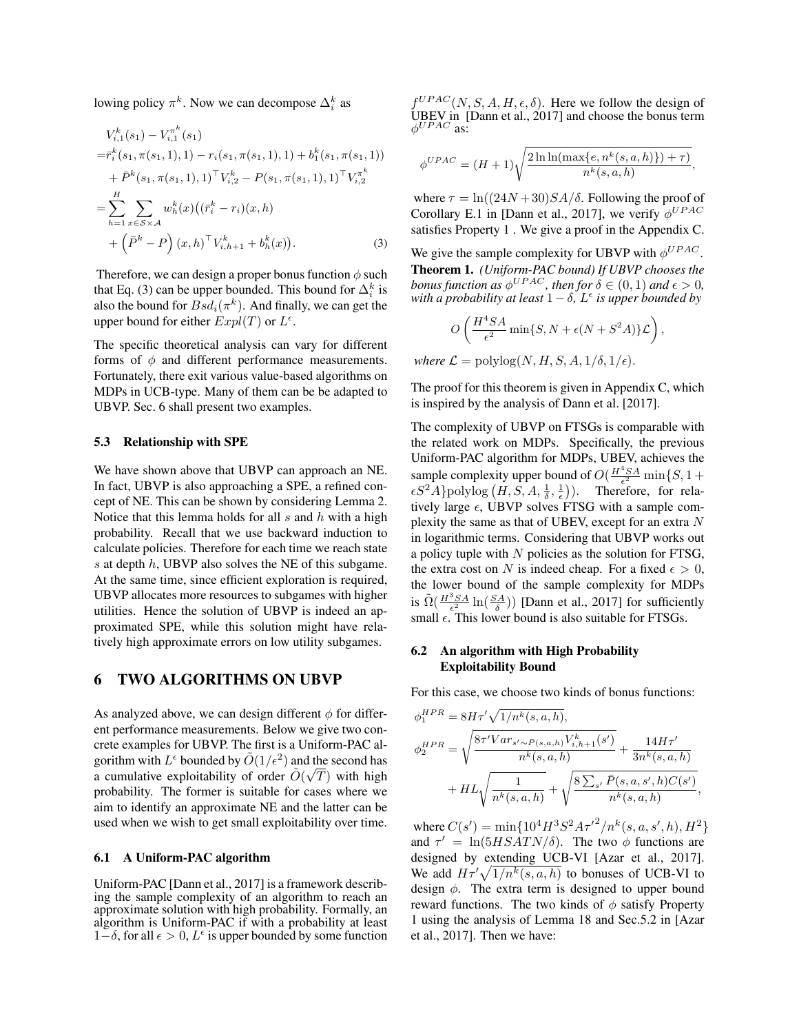lowing policy $\pi^k$. Now we can decompose $\Delta_i^k$ as

$$
\begin{aligned}
& V_{i,1}^k(s_1) - V_{i,1}^{\pi^k}(s_1) \\
=& \bar{r}_i^k(s_1, \pi(s_1, 1), 1) - r_i(s_1, \pi(s_1, 1), 1) + b_1^k(s_1, \pi(s_1, 1)) \\
& + \bar{P}^k(s_1, \pi(s_1, 1), 1)^\top V_{i,2}^k - P(s_1, \pi(s_1, 1), 1)^\top V_{i,2}^{\pi^k} \\
=& \sum_{h=1}^{H} \sum_{x \in \mathcal{S} \times \mathcal{A}} w_h^k(x) \big( (\bar{r}_i^k - r_i)(x, h) \\
& + \left( \bar{P}^k - P \right)(x, h)^\top V_{i,h+1}^k + b_h^k(x) \big). \qquad (3)
\end{aligned}
$$

Therefore, we can design a proper bonus function $\phi$ such that Eq. (3) can be upper bounded. This bound for $\Delta_i^k$ is also the bound for $Bsd_i(\pi^k)$. And finally, we can get the upper bound for either $Expl(T)$ or $L^\epsilon$.

The specific theoretical analysis can vary for different forms of $\phi$ and different performance measurements. Fortunately, there exit various value-based algorithms on MDPs in UCB-type. Many of them can be be adapted to UBVP. Sec. 6 shall present two examples.

### 5.3 Relationship with SPE

We have shown above that UBVP can approach an NE. In fact, UBVP is also approaching a SPE, a refined concept of NE. This can be shown by considering Lemma 2. Notice that this lemma holds for all $s$ and $h$ with a high probability. Recall that we use backward induction to calculate policies. Therefore for each time we reach state $s$ at depth $h$, UBVP also solves the NE of this subgame. At the same time, since efficient exploration is required, UBVP allocates more resources to subgames with higher utilities. Hence the solution of UBVP is indeed an approximated SPE, while this solution might have relatively high approximate errors on low utility subgames.

## 6 TWO ALGORITHMS ON UBVP

As analyzed above, we can design different $\phi$ for different performance measurements. Below we give two concrete examples for UBVP. The first is a Uniform-PAC algorithm with $L^\epsilon$ bounded by $\tilde{O}(1/\epsilon^2)$ and the second has a cumulative exploitability of order $\tilde{O}(\sqrt{T})$ with high probability. The former is suitable for cases where we aim to identify an approximate NE and the latter can be used when we wish to get small exploitability over time.

### 6.1 A Uniform-PAC algorithm

Uniform-PAC [Dann et al., 2017] is a framework describing the sample complexity of an algorithm to reach an approximate solution with high probability. Formally, an algorithm is Uniform-PAC if with a probability at least $1-\delta$, for all $\epsilon > 0$, $L^\epsilon$ is upper bounded by some function $f^{UPAC}(N, S, A, H, \epsilon, \delta)$. Here we follow the design of UBEV in [Dann et al., 2017] and choose the bonus term $\phi^{UPAC}$ as:

$$
\phi^{UPAC} = (H+1)\sqrt{\frac{2\ln\ln(\max\{e, n^k(s,a,h)\}) + \tau)}{n^k(s,a,h)}},
$$

where $\tau = \ln((24N+30)SA/\delta$. Following the proof of Corollary E.1 in [Dann et al., 2017], we verify $\phi^{UPAC}$ satisfies Property 1 . We give a proof in the Appendix C.

We give the sample complexity for UBVP with $\phi^{UPAC}$.

**Theorem 1.** *(Uniform-PAC bound) If UBVP chooses the bonus function as $\phi^{UPAC}$, then for $\delta \in (0,1)$ and $\epsilon > 0$, with a probability at least $1-\delta$, $L^\epsilon$ is upper bounded by*

$$
O\left( \frac{H^4 SA}{\epsilon^2} \min\{S, N + \epsilon(N + S^2 A)\} \mathcal{L} \right),
$$

*where $\mathcal{L} = \text{polylog}(N, H, S, A, 1/\delta, 1/\epsilon)$.*

The proof for this theorem is given in Appendix C, which is inspired by the analysis of Dann et al. [2017].

The complexity of UBVP on FTSGs is comparable with the related work on MDPs. Specifically, the previous Uniform-PAC algorithm for MDPs, UBEV, achieves the sample complexity upper bound of $O(\frac{H^4 SA}{\epsilon^2} \min\{S, 1 + \epsilon S^2 A\} \text{polylog}\left(H, S, A, \frac{1}{\delta}, \frac{1}{\epsilon}\right))$. Therefore, for relatively large $\epsilon$, UBVP solves FTSG with a sample complexity the same as that of UBEV, except for an extra $N$ in logarithmic terms. Considering that UBVP works out a policy tuple with $N$ policies as the solution for FTSG, the extra cost on $N$ is indeed cheap. For a fixed $\epsilon > 0$, the lower bound of the sample complexity for MDPs is $\tilde{\Omega}(\frac{H^3 SA}{\epsilon^2} \ln(\frac{SA}{\delta}))$ [Dann et al., 2017] for sufficiently small $\epsilon$. This lower bound is also suitable for FTSGs.

### 6.2 An algorithm with High Probability Exploitability Bound

For this case, we choose two kinds of bonus functions:

$$
\phi_1^{HPR} = 8H\tau'\sqrt{1/n^k(s,a,h)},
$$

$$
\begin{aligned}
\phi_2^{HPR} =& \sqrt{\frac{8\tau' Var_{s' \sim P(s,a,h)} V_{i,h+1}^k(s')}{n^k(s,a,h)}} + \frac{14H\tau'}{3n^k(s,a,h)} \\
& + HL\sqrt{\frac{1}{n^k(s,a,h)}} + \sqrt{\frac{8\sum_{s'} \bar{P}(s,a,s',h)C(s')}{n^k(s,a,h)}},
\end{aligned}
$$

where $C(s') = \min\{10^4 H^3 S^2 A \tau'^2 / n^k(s,a,s',h), H^2\}$ and $\tau' = \ln(5HSATN/\delta)$. The two $\phi$ functions are designed by extending UCB-VI [Azar et al., 2017]. We add $H\tau'\sqrt{1/n^k(s,a,h)}$ to bonuses of UCB-VI to design $\phi$. The extra term is designed to upper bound reward functions. The two kinds of $\phi$ satisfy Property 1 using the analysis of Lemma 18 and Sec.5.2 in [Azar et al., 2017]. Then we have: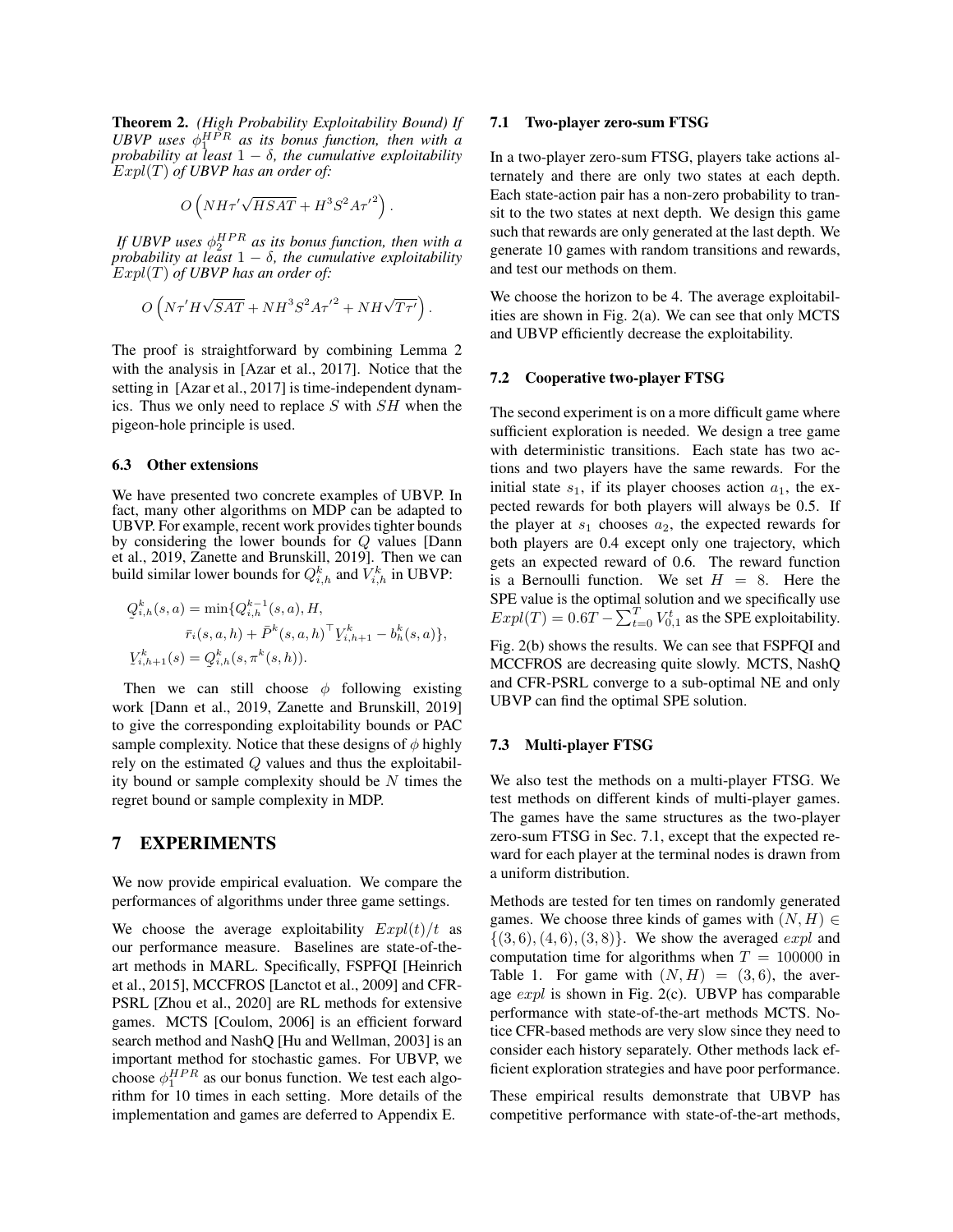**Theorem 2.** *(High Probability Exploitability Bound) If UBVP uses $\phi_1^{HPR}$ as its bonus function, then with a probability at least $1-\delta$, the cumulative exploitability $Expl(T)$ of UBVP has an order of:*

$$O\left(NH\tau'\sqrt{HSAT} + H^3S^2A{\tau'}^2\right).$$

*If UBVP uses $\phi_2^{HPR}$ as its bonus function, then with a probability at least $1-\delta$, the cumulative exploitability $Expl(T)$ of UBVP has an order of:*

$$O\left(N\tau' H\sqrt{SAT} + NH^3S^2A{\tau'}^2 + NH\sqrt{T\tau'}\right).$$

The proof is straightforward by combining Lemma 2 with the analysis in [Azar et al., 2017]. Notice that the setting in [Azar et al., 2017] is time-independent dynamics. Thus we only need to replace $S$ with $SH$ when the pigeon-hole principle is used.

### 6.3 Other extensions

We have presented two concrete examples of UBVP. In fact, many other algorithms on MDP can be adapted to UBVP. For example, recent work provides tighter bounds by considering the lower bounds for $Q$ values [Dann et al., 2019, Zanette and Brunskill, 2019]. Then we can build similar lower bounds for $\underset{\sim}{Q}_{i,h}^k$ and $\underset{\sim}{V}_{i,h}^k$ in UBVP:

$$\begin{aligned}\underset{\sim}{Q}_{i,h}^k(s,a) = \min\{&\underset{\sim}{Q}_{i,h}^{k-1}(s,a), H,\\ &\bar{r}_i(s,a,h) + \bar{P}^k(s,a,h)^\top \underset{\sim}{V}_{i,h+1}^k - b_h^k(s,a)\},\\ \underset{\sim}{V}_{i,h+1}^k(s) = \underset{\sim}{Q}_{i,h}^k&(s,\pi^k(s,h)).\end{aligned}$$

Then we can still choose $\phi$ following existing work [Dann et al., 2019, Zanette and Brunskill, 2019] to give the corresponding exploitability bounds or PAC sample complexity. Notice that these designs of $\phi$ highly rely on the estimated $Q$ values and thus the exploitability bound or sample complexity should be $N$ times the regret bound or sample complexity in MDP.

## 7 EXPERIMENTS

We now provide empirical evaluation. We compare the performances of algorithms under three game settings.

We choose the average exploitability $Expl(t)/t$ as our performance measure. Baselines are state-of-the-art methods in MARL. Specifically, FSPFQI [Heinrich et al., 2015], MCCFROS [Lanctot et al., 2009] and CFR-PSRL [Zhou et al., 2020] are RL methods for extensive games. MCTS [Coulom, 2006] is an efficient forward search method and NashQ [Hu and Wellman, 2003] is an important method for stochastic games. For UBVP, we choose $\phi_1^{HPR}$ as our bonus function. We test each algorithm for 10 times in each setting. More details of the implementation and games are deferred to Appendix E.

### 7.1 Two-player zero-sum FTSG

In a two-player zero-sum FTSG, players take actions alternately and there are only two states at each depth. Each state-action pair has a non-zero probability to transit to the two states at next depth. We design this game such that rewards are only generated at the last depth. We generate 10 games with random transitions and rewards, and test our methods on them.

We choose the horizon to be 4. The average exploitabilities are shown in Fig. 2(a). We can see that only MCTS and UBVP efficiently decrease the exploitability.

### 7.2 Cooperative two-player FTSG

The second experiment is on a more difficult game where sufficient exploration is needed. We design a tree game with deterministic transitions. Each state has two actions and two players have the same rewards. For the initial state $s_1$, if its player chooses action $a_1$, the expected rewards for both players will always be 0.5. If the player at $s_1$ chooses $a_2$, the expected rewards for both players are 0.4 except only one trajectory, which gets an expected reward of 0.6. The reward function is a Bernoulli function. We set $H = 8$. Here the SPE value is the optimal solution and we specifically use $Expl(T) = 0.6T - \sum_{t=0}^{T} V_{0,1}^t$ as the SPE exploitability.

Fig. 2(b) shows the results. We can see that FSPFQI and MCCFROS are decreasing quite slowly. MCTS, NashQ and CFR-PSRL converge to a sub-optimal NE and only UBVP can find the optimal SPE solution.

### 7.3 Multi-player FTSG

We also test the methods on a multi-player FTSG. We test methods on different kinds of multi-player games. The games have the same structures as the two-player zero-sum FTSG in Sec. 7.1, except that the expected reward for each player at the terminal nodes is drawn from a uniform distribution.

Methods are tested for ten times on randomly generated games. We choose three kinds of games with $(N,H) \in \{(3,6),(4,6),(3,8)\}$. We show the averaged $expl$ and computation time for algorithms when $T = 100000$ in Table 1. For game with $(N,H) = (3,6)$, the average $expl$ is shown in Fig. 2(c). UBVP has comparable performance with state-of-the-art methods MCTS. Notice CFR-based methods are very slow since they need to consider each history separately. Other methods lack efficient exploration strategies and have poor performance.

These empirical results demonstrate that UBVP has competitive performance with state-of-the-art methods,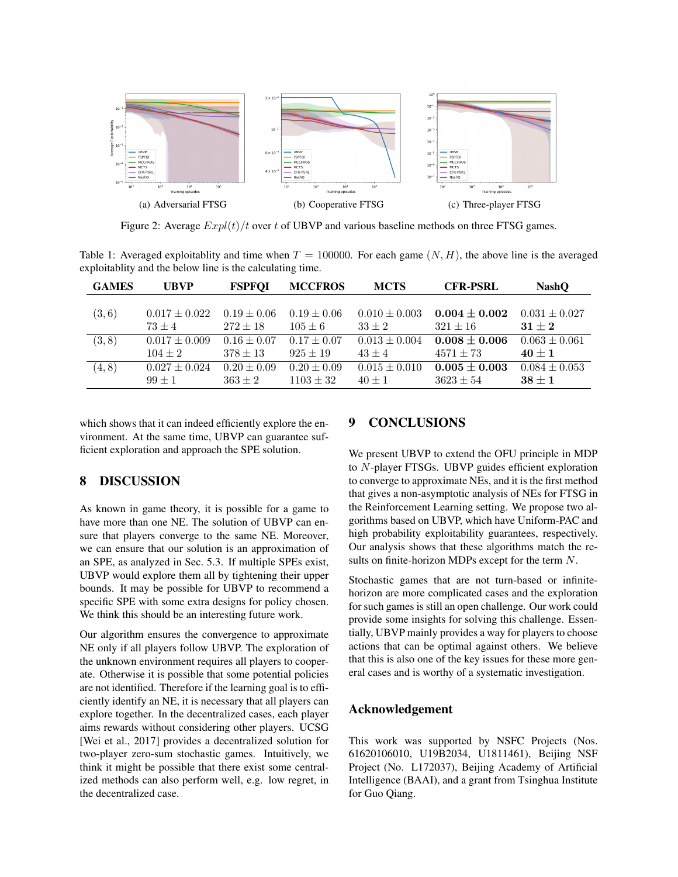(a) Adversarial FTSG

(b) Cooperative FTSG

(c) Three-player FTSG

Figure 2: Average $Expl(t)/t$ over $t$ of UBVP and various baseline methods on three FTSG games.

Table 1: Averaged exploitablity and time when $T = 100000$. For each game $(N, H)$, the above line is the averaged exploitablity and the below line is the calculating time.

| GAMES | UBVP | FSPFQI | MCCFROS | MCTS | CFR-PSRL | NashQ |
|---|---|---|---|---|---|---|
| $(3, 6)$ | $0.017 \pm 0.022$ | $0.19 \pm 0.06$ | $0.19 \pm 0.06$ | $0.010 \pm 0.003$ | $\mathbf{0.004 \pm 0.002}$ | $0.031 \pm 0.027$ |
| | $73 \pm 4$ | $272 \pm 18$ | $105 \pm 6$ | $33 \pm 2$ | $321 \pm 16$ | $\mathbf{31 \pm 2}$ |
| $(3, 8)$ | $0.017 \pm 0.009$ | $0.16 \pm 0.07$ | $0.17 \pm 0.07$ | $0.013 \pm 0.004$ | $\mathbf{0.008 \pm 0.006}$ | $0.063 \pm 0.061$ |
| | $104 \pm 2$ | $378 \pm 13$ | $925 \pm 19$ | $43 \pm 4$ | $4571 \pm 73$ | $\mathbf{40 \pm 1}$ |
| $(4, 8)$ | $0.027 \pm 0.024$ | $0.20 \pm 0.09$ | $0.20 \pm 0.09$ | $0.015 \pm 0.010$ | $\mathbf{0.005 \pm 0.003}$ | $0.084 \pm 0.053$ |
| | $99 \pm 1$ | $363 \pm 2$ | $1103 \pm 32$ | $40 \pm 1$ | $3623 \pm 54$ | $\mathbf{38 \pm 1}$ |

which shows that it can indeed efficiently explore the environment. At the same time, UBVP can guarantee sufficient exploration and approach the SPE solution.

## 8 DISCUSSION

As known in game theory, it is possible for a game to have more than one NE. The solution of UBVP can ensure that players converge to the same NE. Moreover, we can ensure that our solution is an approximation of an SPE, as analyzed in Sec. 5.3. If multiple SPEs exist, UBVP would explore them all by tightening their upper bounds. It may be possible for UBVP to recommend a specific SPE with some extra designs for policy chosen. We think this should be an interesting future work.

Our algorithm ensures the convergence to approximate NE only if all players follow UBVP. The exploration of the unknown environment requires all players to cooperate. Otherwise it is possible that some potential policies are not identified. Therefore if the learning goal is to efficiently identify an NE, it is necessary that all players can explore together. In the decentralized cases, each player aims rewards without considering other players. UCSG [Wei et al., 2017] provides a decentralized solution for two-player zero-sum stochastic games. Intuitively, we think it might be possible that there exist some centralized methods can also perform well, e.g. low regret, in the decentralized case.

## 9 CONCLUSIONS

We present UBVP to extend the OFU principle in MDP to $N$-player FTSGs. UBVP guides efficient exploration to converge to approximate NEs, and it is the first method that gives a non-asymptotic analysis of NEs for FTSG in the Reinforcement Learning setting. We propose two algorithms based on UBVP, which have Uniform-PAC and high probability exploitability guarantees, respectively. Our analysis shows that these algorithms match the results on finite-horizon MDPs except for the term $N$.

Stochastic games that are not turn-based or infinite-horizon are more complicated cases and the exploration for such games is still an open challenge. Our work could provide some insights for solving this challenge. Essentially, UBVP mainly provides a way for players to choose actions that can be optimal against others. We believe that this is also one of the key issues for these more general cases and is worthy of a systematic investigation.

## Acknowledgement

This work was supported by NSFC Projects (Nos. 61620106010, U19B2034, U1811461), Beijing NSF Project (No. L172037), Beijing Academy of Artificial Intelligence (BAAI), and a grant from Tsinghua Institute for Guo Qiang.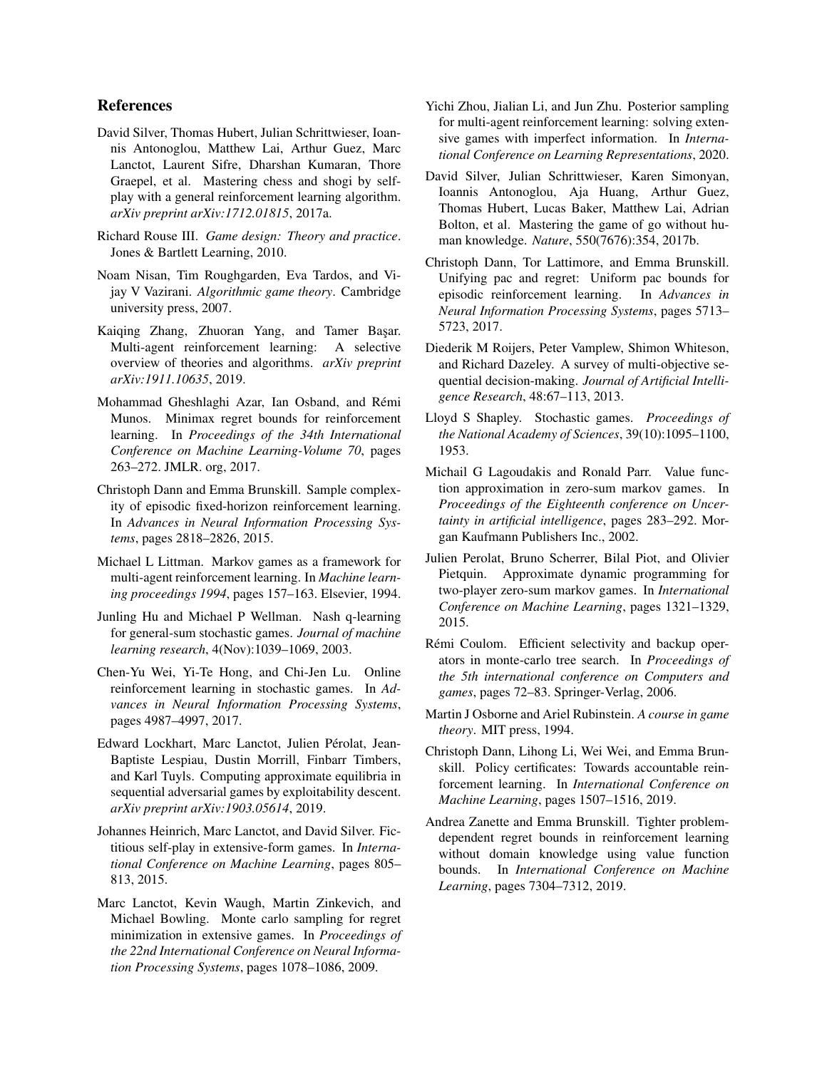## References

David Silver, Thomas Hubert, Julian Schrittwieser, Ioannis Antonoglou, Matthew Lai, Arthur Guez, Marc Lanctot, Laurent Sifre, Dharshan Kumaran, Thore Graepel, et al. Mastering chess and shogi by self-play with a general reinforcement learning algorithm. *arXiv preprint arXiv:1712.01815*, 2017a.

Richard Rouse III. *Game design: Theory and practice*. Jones & Bartlett Learning, 2010.

Noam Nisan, Tim Roughgarden, Eva Tardos, and Vijay V Vazirani. *Algorithmic game theory*. Cambridge university press, 2007.

Kaiqing Zhang, Zhuoran Yang, and Tamer Başar. Multi-agent reinforcement learning: A selective overview of theories and algorithms. *arXiv preprint arXiv:1911.10635*, 2019.

Mohammad Gheshlaghi Azar, Ian Osband, and Rémi Munos. Minimax regret bounds for reinforcement learning. In *Proceedings of the 34th International Conference on Machine Learning-Volume 70*, pages 263–272. JMLR. org, 2017.

Christoph Dann and Emma Brunskill. Sample complexity of episodic fixed-horizon reinforcement learning. In *Advances in Neural Information Processing Systems*, pages 2818–2826, 2015.

Michael L Littman. Markov games as a framework for multi-agent reinforcement learning. In *Machine learning proceedings 1994*, pages 157–163. Elsevier, 1994.

Junling Hu and Michael P Wellman. Nash q-learning for general-sum stochastic games. *Journal of machine learning research*, 4(Nov):1039–1069, 2003.

Chen-Yu Wei, Yi-Te Hong, and Chi-Jen Lu. Online reinforcement learning in stochastic games. In *Advances in Neural Information Processing Systems*, pages 4987–4997, 2017.

Edward Lockhart, Marc Lanctot, Julien Pérolat, Jean-Baptiste Lespiau, Dustin Morrill, Finbarr Timbers, and Karl Tuyls. Computing approximate equilibria in sequential adversarial games by exploitability descent. *arXiv preprint arXiv:1903.05614*, 2019.

Johannes Heinrich, Marc Lanctot, and David Silver. Fictitious self-play in extensive-form games. In *International Conference on Machine Learning*, pages 805–813, 2015.

Marc Lanctot, Kevin Waugh, Martin Zinkevich, and Michael Bowling. Monte carlo sampling for regret minimization in extensive games. In *Proceedings of the 22nd International Conference on Neural Information Processing Systems*, pages 1078–1086, 2009.

Yichi Zhou, Jialian Li, and Jun Zhu. Posterior sampling for multi-agent reinforcement learning: solving extensive games with imperfect information. In *International Conference on Learning Representations*, 2020.

David Silver, Julian Schrittwieser, Karen Simonyan, Ioannis Antonoglou, Aja Huang, Arthur Guez, Thomas Hubert, Lucas Baker, Matthew Lai, Adrian Bolton, et al. Mastering the game of go without human knowledge. *Nature*, 550(7676):354, 2017b.

Christoph Dann, Tor Lattimore, and Emma Brunskill. Unifying pac and regret: Uniform pac bounds for episodic reinforcement learning. In *Advances in Neural Information Processing Systems*, pages 5713–5723, 2017.

Diederik M Roijers, Peter Vamplew, Shimon Whiteson, and Richard Dazeley. A survey of multi-objective sequential decision-making. *Journal of Artificial Intelligence Research*, 48:67–113, 2013.

Lloyd S Shapley. Stochastic games. *Proceedings of the National Academy of Sciences*, 39(10):1095–1100, 1953.

Michail G Lagoudakis and Ronald Parr. Value function approximation in zero-sum markov games. In *Proceedings of the Eighteenth conference on Uncertainty in artificial intelligence*, pages 283–292. Morgan Kaufmann Publishers Inc., 2002.

Julien Perolat, Bruno Scherrer, Bilal Piot, and Olivier Pietquin. Approximate dynamic programming for two-player zero-sum markov games. In *International Conference on Machine Learning*, pages 1321–1329, 2015.

Rémi Coulom. Efficient selectivity and backup operators in monte-carlo tree search. In *Proceedings of the 5th international conference on Computers and games*, pages 72–83. Springer-Verlag, 2006.

Martin J Osborne and Ariel Rubinstein. *A course in game theory*. MIT press, 1994.

Christoph Dann, Lihong Li, Wei Wei, and Emma Brunskill. Policy certificates: Towards accountable reinforcement learning. In *International Conference on Machine Learning*, pages 1507–1516, 2019.

Andrea Zanette and Emma Brunskill. Tighter problem-dependent regret bounds in reinforcement learning without domain knowledge using value function bounds. In *International Conference on Machine Learning*, pages 7304–7312, 2019.